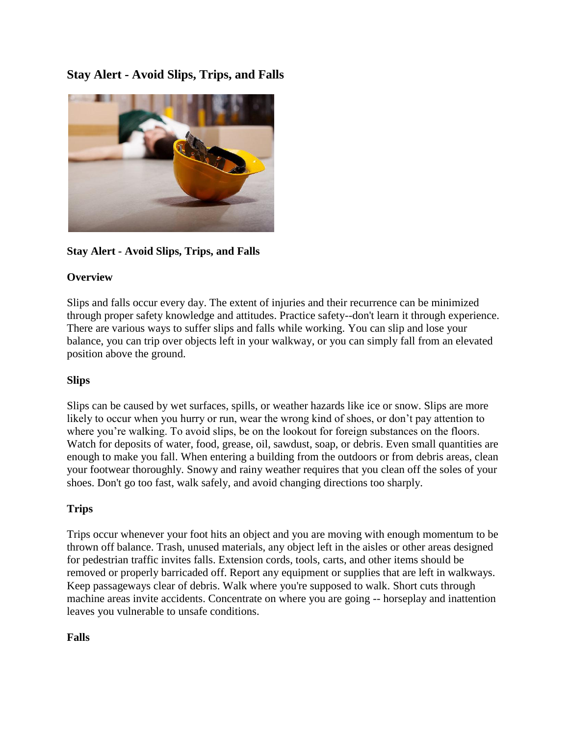# Stay Alert - Avoid Slips, Trips, and Falls

**Stay Alert - Avoid Slips, Trips, and Falls**

**Overview**

Slips and falls occur every day. The extent of injuries and their recurrence can be minimized through proper safety knowledge and attitudes. Practice safety--don't learn it through experience. There are various ways to suffer slips and falls while working. You can slip and lose your balance, you can trip over objects left in your walkway, or you can simply fall from an elevated position above the ground.

**Slips**

Slips can be caused by wet surfaces, spills, or weather hazards like ice or snow. Slips are more likely to occur when you hurry or run, wear the wrong kind of shoes, or don't pay attention to where you're walking. To avoid slips, be on the lookout for foreign substances on the floors. Watch for deposits of water, food, grease, oil, sawdust, soap, or debris. Even small quantities are enough to make you fall. When entering a building from the outdoors or from debris areas, clean your footwear thoroughly. Snowy and rainy weather requires that you clean off the soles of your shoes. Don't go too fast, walk safely, and avoid changing directions too sharply.

**Trips**

Trips occur whenever your foot hits an object and you are moving with enough momentum to be thrown off balance. Trash, unused materials, any object left in the aisles or other areas designed for pedestrian traffic invites falls. Extension cords, tools, carts, and other items should be removed or properly barricaded off. Report any equipment or supplies that are left in walkways. Keep passageways clear of debris. Walk where you're supposed to walk. Short cuts through machine areas invite accidents. Concentrate on where you are going -- horseplay and inattention leaves you vulnerable to unsafe conditions.

**Falls**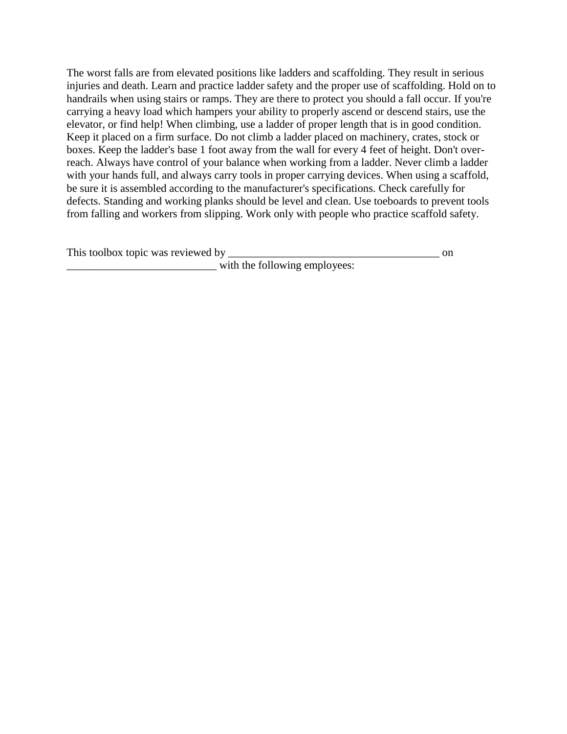The worst falls are from elevated positions like ladders and scaffolding. They result in serious injuries and death. Learn and practice ladder safety and the proper use of scaffolding. Hold on to handrails when using stairs or ramps. They are there to protect you should a fall occur. If you're carrying a heavy load which hampers your ability to properly ascend or descend stairs, use the elevator, or find help! When climbing, use a ladder of proper length that is in good condition. Keep it placed on a firm surface. Do not climb a ladder placed on machinery, crates, stock or boxes. Keep the ladder's base 1 foot away from the wall for every 4 feet of height. Don't over-reach. Always have control of your balance when working from a ladder. Never climb a ladder with your hands full, and always carry tools in proper carrying devices. When using a scaffold, be sure it is assembled according to the manufacturer's specifications. Check carefully for defects. Standing and working planks should be level and clean. Use toeboards to prevent tools from falling and workers from slipping. Work only with people who practice scaffold safety.

This toolbox topic was reviewed by _______________________________________ on ___________________________ with the following employees: